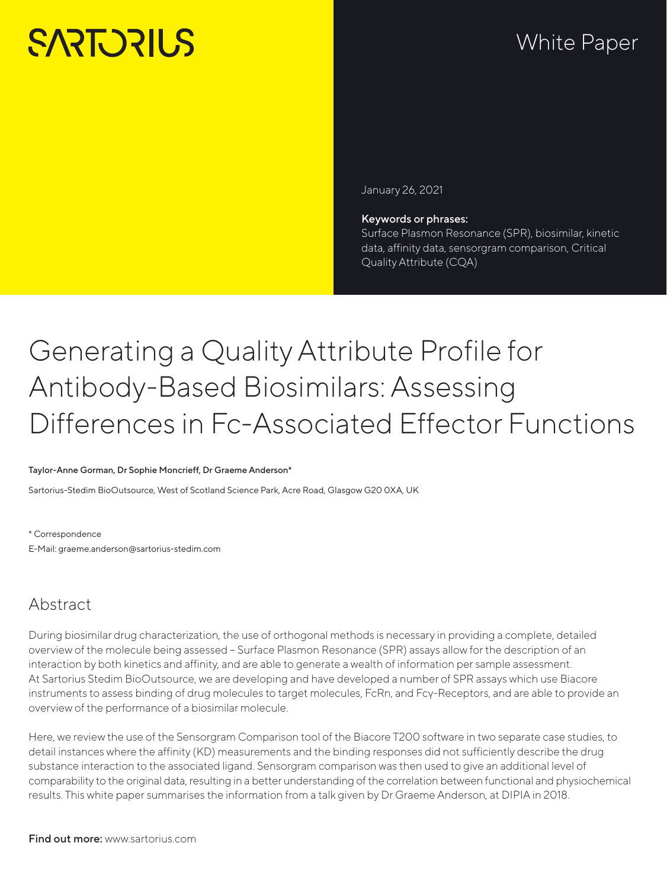SARTORIUS

White Paper

January 26, 2021

**Keywords or phrases:**
Surface Plasmon Resonance (SPR), biosimilar, kinetic data, affinity data, sensorgram comparison, Critical Quality Attribute (CQA)

# Generating a Quality Attribute Profile for Antibody-Based Biosimilars: Assessing Differences in Fc-Associated Effector Functions

**Taylor-Anne Gorman, Dr Sophie Moncrieff, Dr Graeme Anderson***

Sartorius-Stedim BioOutsource, West of Scotland Science Park, Acre Road, Glasgow G20 0XA, UK

* Correspondence
E-Mail: graeme.anderson@sartorius-stedim.com

## Abstract

During biosimilar drug characterization, the use of orthogonal methods is necessary in providing a complete, detailed overview of the molecule being assessed – Surface Plasmon Resonance (SPR) assays allow for the description of an interaction by both kinetics and affinity, and are able to generate a wealth of information per sample assessment. At Sartorius Stedim BioOutsource, we are developing and have developed a number of SPR assays which use Biacore instruments to assess binding of drug molecules to target molecules, FcRn, and Fcγ-Receptors, and are able to provide an overview of the performance of a biosimilar molecule.

Here, we review the use of the Sensorgram Comparison tool of the Biacore T200 software in two separate case studies, to detail instances where the affinity (KD) measurements and the binding responses did not sufficiently describe the drug substance interaction to the associated ligand. Sensorgram comparison was then used to give an additional level of comparability to the original data, resulting in a better understanding of the correlation between functional and physiochemical results. This white paper summarises the information from a talk given by Dr Graeme Anderson, at DIPIA in 2018.

**Find out more:** www.sartorius.com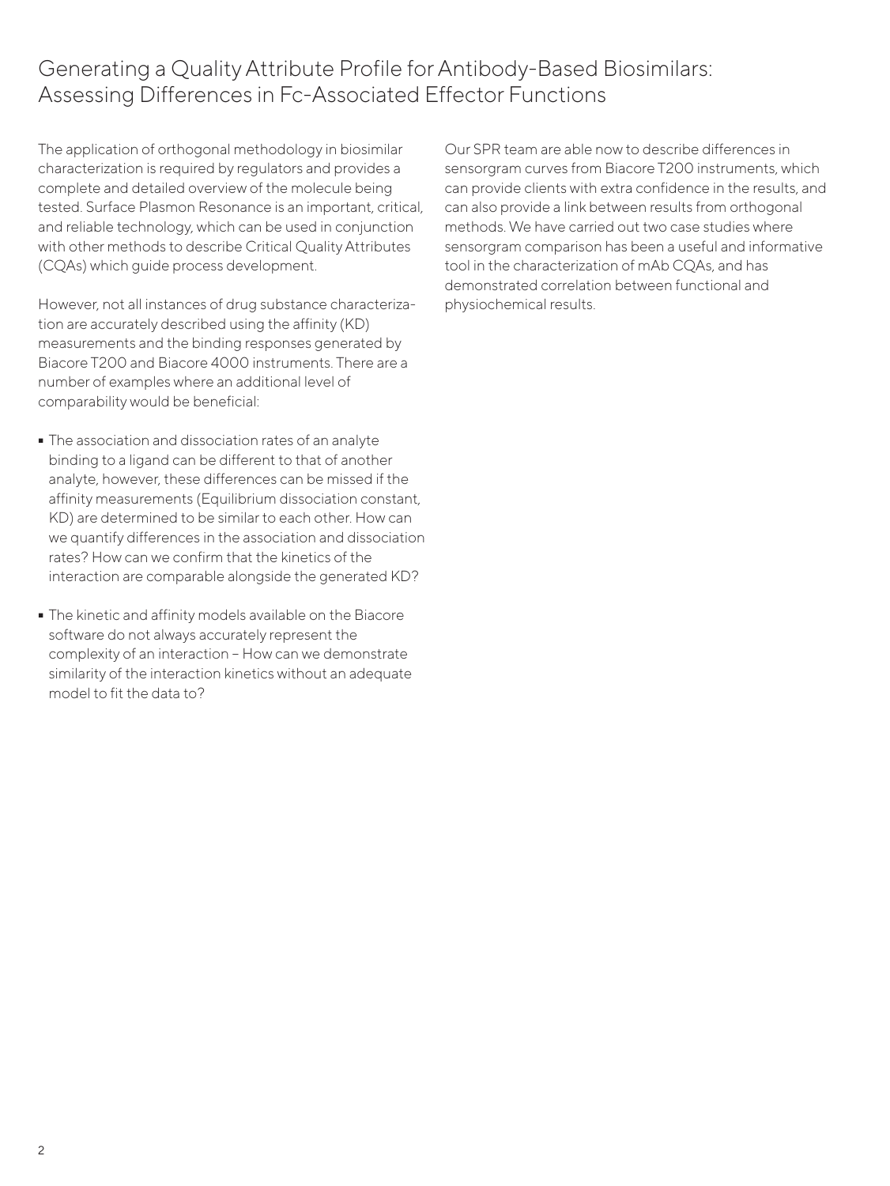# Generating a Quality Attribute Profile for Antibody-Based Biosimilars: Assessing Differences in Fc-Associated Effector Functions

The application of orthogonal methodology in biosimilar characterization is required by regulators and provides a complete and detailed overview of the molecule being tested. Surface Plasmon Resonance is an important, critical, and reliable technology, which can be used in conjunction with other methods to describe Critical Quality Attributes (CQAs) which guide process development.

However, not all instances of drug substance characterization are accurately described using the affinity (KD) measurements and the binding responses generated by Biacore T200 and Biacore 4000 instruments. There are a number of examples where an additional level of comparability would be beneficial:

- The association and dissociation rates of an analyte binding to a ligand can be different to that of another analyte, however, these differences can be missed if the affinity measurements (Equilibrium dissociation constant, KD) are determined to be similar to each other. How can we quantify differences in the association and dissociation rates? How can we confirm that the kinetics of the interaction are comparable alongside the generated KD?
- The kinetic and affinity models available on the Biacore software do not always accurately represent the complexity of an interaction – How can we demonstrate similarity of the interaction kinetics without an adequate model to fit the data to?

Our SPR team are able now to describe differences in sensorgram curves from Biacore T200 instruments, which can provide clients with extra confidence in the results, and can also provide a link between results from orthogonal methods. We have carried out two case studies where sensorgram comparison has been a useful and informative tool in the characterization of mAb CQAs, and has demonstrated correlation between functional and physiochemical results.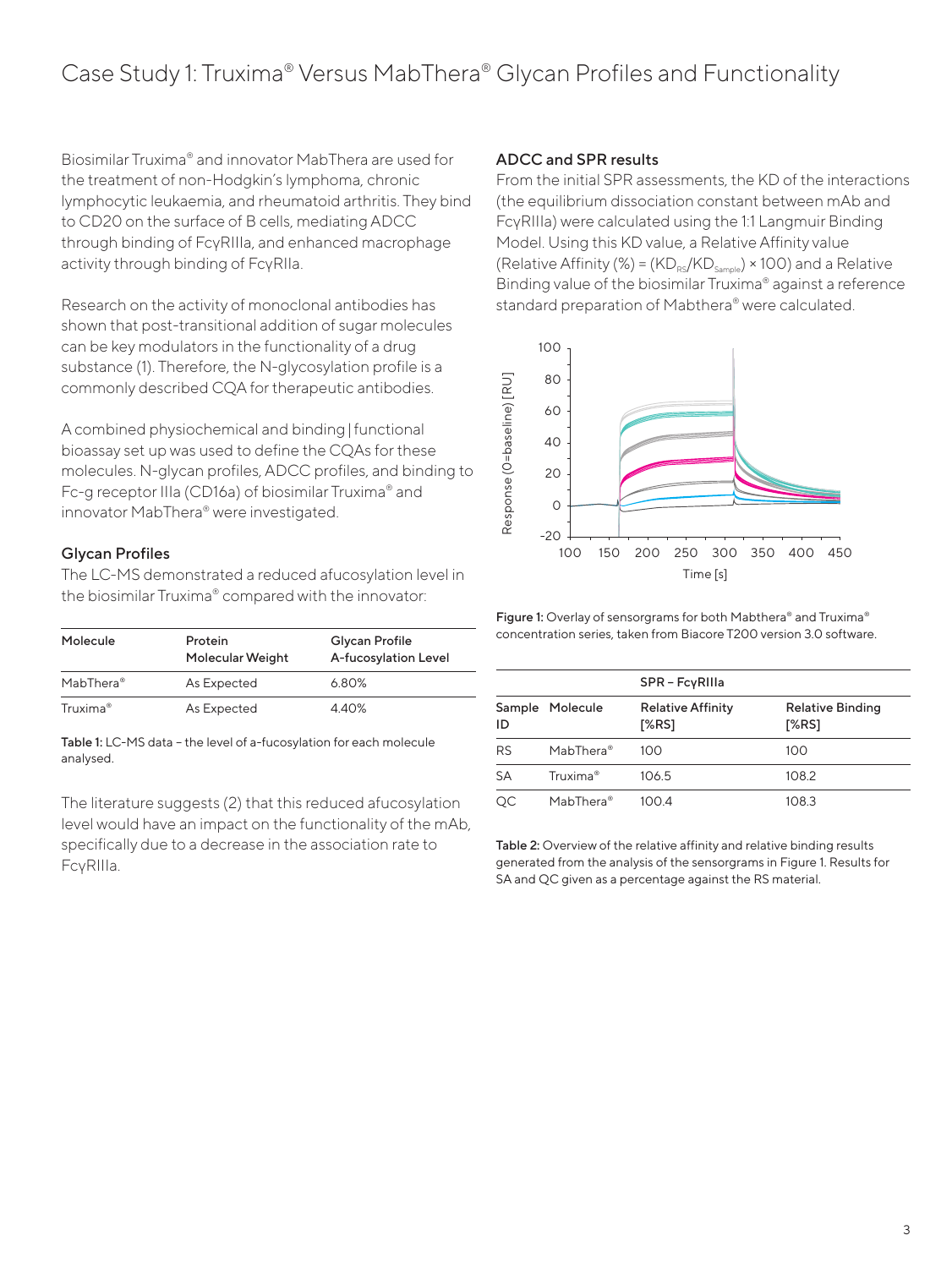# Case Study 1: Truxima® Versus MabThera® Glycan Profiles and Functionality

Biosimilar Truxima® and innovator MabThera are used for the treatment of non-Hodgkin's lymphoma, chronic lymphocytic leukaemia, and rheumatoid arthritis. They bind to CD20 on the surface of B cells, mediating ADCC through binding of FcγRIIIa, and enhanced macrophage activity through binding of FcγRIIa.

Research on the activity of monoclonal antibodies has shown that post-transitional addition of sugar molecules can be key modulators in the functionality of a drug substance (1). Therefore, the N-glycosylation profile is a commonly described CQA for therapeutic antibodies.

A combined physiochemical and binding | functional bioassay set up was used to define the CQAs for these molecules. N-glycan profiles, ADCC profiles, and binding to Fc-g receptor IIIa (CD16a) of biosimilar Truxima® and innovator MabThera® were investigated.

### Glycan Profiles

The LC-MS demonstrated a reduced afucosylation level in the biosimilar Truxima® compared with the innovator:

| Molecule | Protein Molecular Weight | Glycan Profile A-fucosylation Level |
|---|---|---|
| MabThera® | As Expected | 6.80% |
| Truxima® | As Expected | 4.40% |

**Table 1:** LC-MS data – the level of a-fucosylation for each molecule analysed.

The literature suggests (2) that this reduced afucosylation level would have an impact on the functionality of the mAb, specifically due to a decrease in the association rate to FcγRIIIa.

### ADCC and SPR results

From the initial SPR assessments, the KD of the interactions (the equilibrium dissociation constant between mAb and FcγRIIIa) were calculated using the 1:1 Langmuir Binding Model. Using this KD value, a Relative Affinity value (Relative Affinity (%) = $(KD_{RS}/KD_{Sample}) \times 100$) and a Relative Binding value of the biosimilar Truxima® against a reference standard preparation of Mabthera® were calculated.

**Figure 1:** Overlay of sensorgrams for both Mabthera® and Truxima® concentration series, taken from Biacore T200 version 3.0 software.

| | | SPR – FcγRIIIa | |
|---|---|---|---|
| Sample ID | Molecule | Relative Affinity [%RS] | Relative Binding [%RS] |
| RS | MabThera® | 100 | 100 |
| SA | Truxima® | 106.5 | 108.2 |
| QC | MabThera® | 100.4 | 108.3 |

**Table 2:** Overview of the relative affinity and relative binding results generated from the analysis of the sensorgrams in Figure 1. Results for SA and QC given as a percentage against the RS material.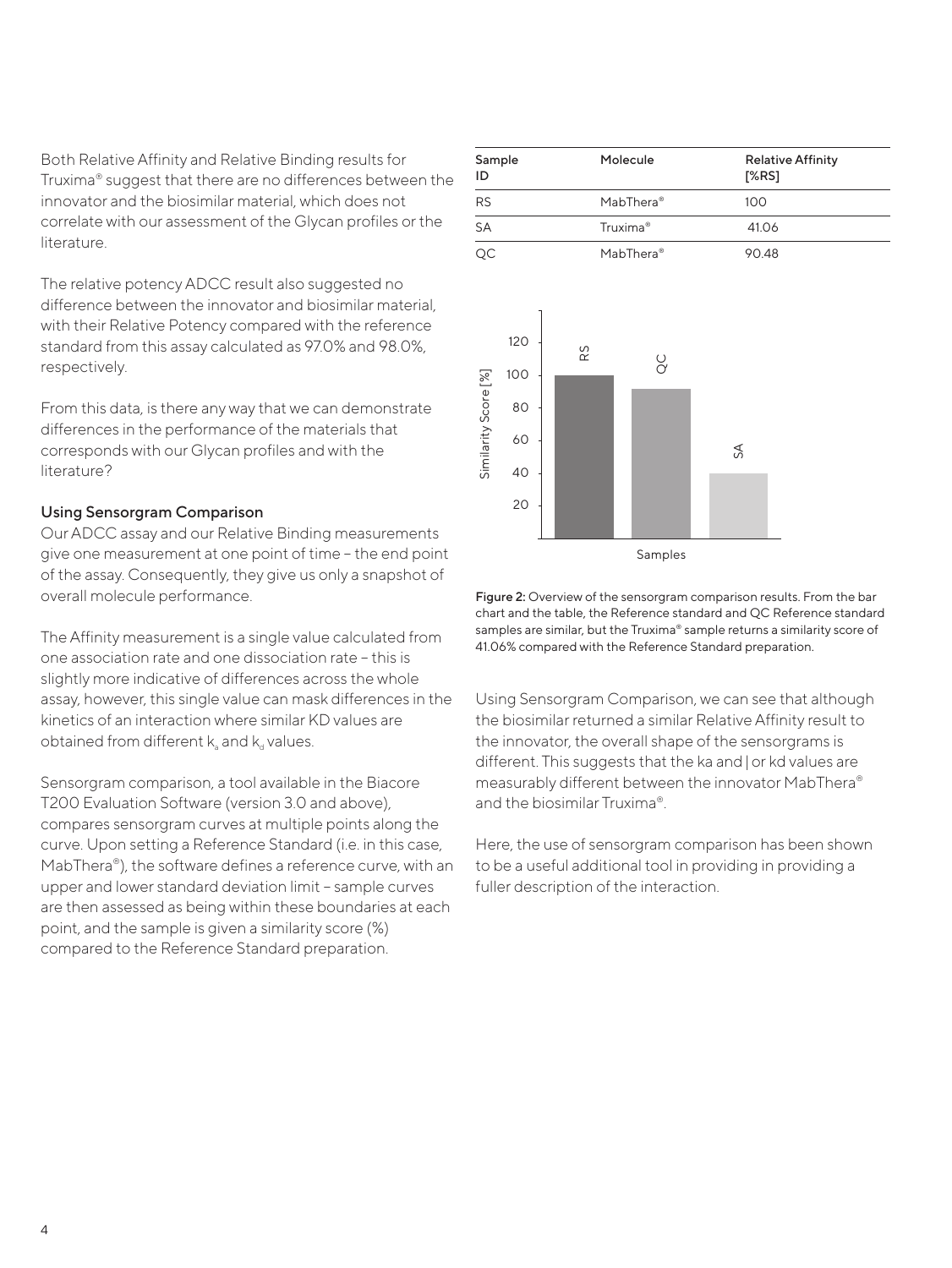Both Relative Affinity and Relative Binding results for Truxima® suggest that there are no differences between the innovator and the biosimilar material, which does not correlate with our assessment of the Glycan profiles or the literature.

The relative potency ADCC result also suggested no difference between the innovator and biosimilar material, with their Relative Potency compared with the reference standard from this assay calculated as 97.0% and 98.0%, respectively.

From this data, is there any way that we can demonstrate differences in the performance of the materials that corresponds with our Glycan profiles and with the literature?

### Using Sensorgram Comparison

Our ADCC assay and our Relative Binding measurements give one measurement at one point of time – the end point of the assay. Consequently, they give us only a snapshot of overall molecule performance.

The Affinity measurement is a single value calculated from one association rate and one dissociation rate – this is slightly more indicative of differences across the whole assay, however, this single value can mask differences in the kinetics of an interaction where similar KD values are obtained from different $k_a$ and $k_d$ values.

Sensorgram comparison, a tool available in the Biacore T200 Evaluation Software (version 3.0 and above), compares sensorgram curves at multiple points along the curve. Upon setting a Reference Standard (i.e. in this case, MabThera®), the software defines a reference curve, with an upper and lower standard deviation limit – sample curves are then assessed as being within these boundaries at each point, and the sample is given a similarity score (%) compared to the Reference Standard preparation.

| Sample ID | Molecule | Relative Affinity [%RS] |
|---|---|---|
| RS | MabThera® | 100 |
| SA | Truxima® | 41.06 |
| QC | MabThera® | 90.48 |

Figure 2: Overview of the sensorgram comparison results. From the bar chart and the table, the Reference standard and QC Reference standard samples are similar, but the Truxima® sample returns a similarity score of 41.06% compared with the Reference Standard preparation.

Using Sensorgram Comparison, we can see that although the biosimilar returned a similar Relative Affinity result to the innovator, the overall shape of the sensorgrams is different. This suggests that the ka and | or kd values are measurably different between the innovator MabThera® and the biosimilar Truxima®.

Here, the use of sensorgram comparison has been shown to be a useful additional tool in providing in providing a fuller description of the interaction.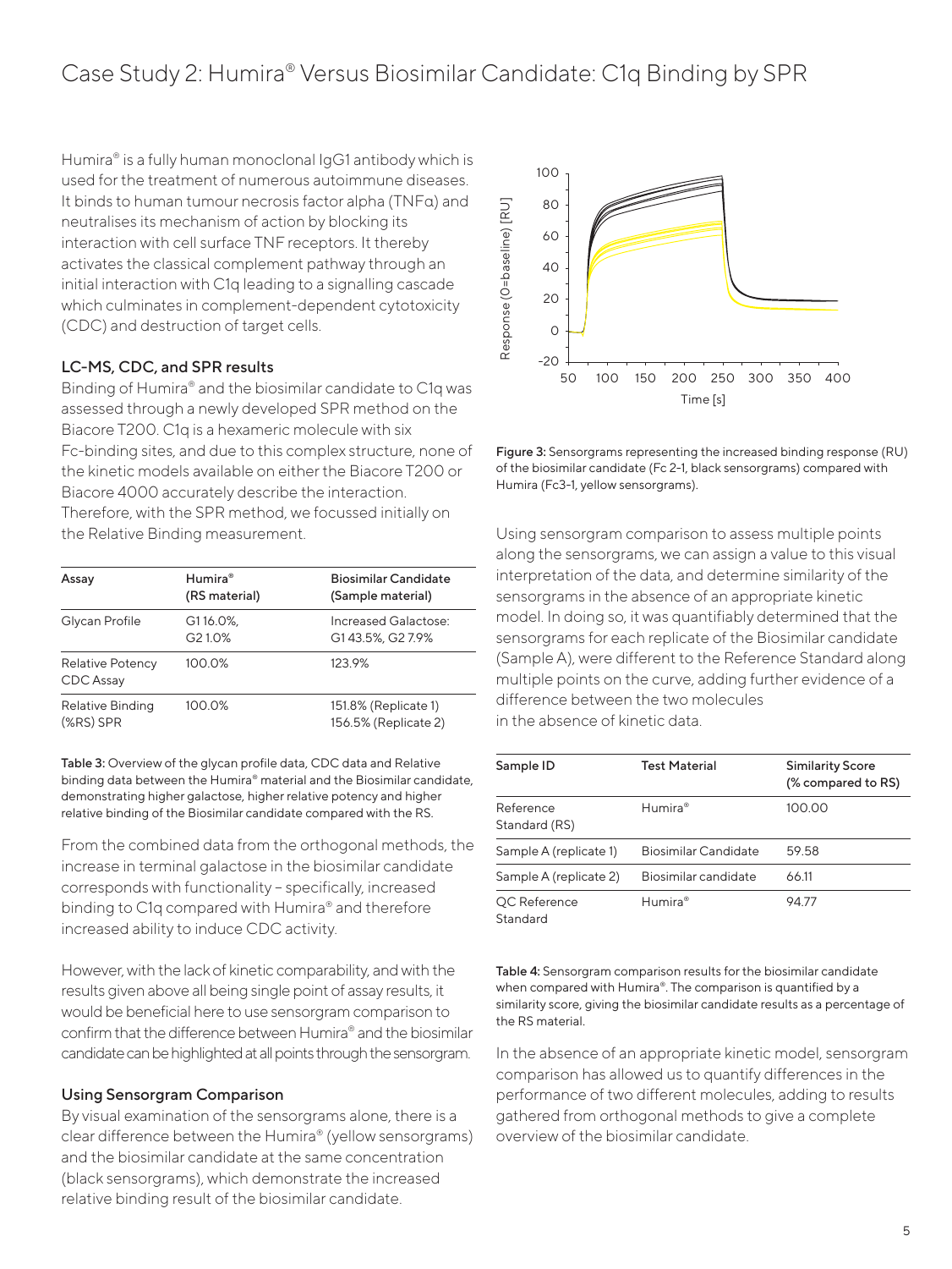# Case Study 2: Humira® Versus Biosimilar Candidate: C1q Binding by SPR

Humira® is a fully human monoclonal IgG1 antibody which is used for the treatment of numerous autoimmune diseases. It binds to human tumour necrosis factor alpha (TNFα) and neutralises its mechanism of action by blocking its interaction with cell surface TNF receptors. It thereby activates the classical complement pathway through an initial interaction with C1q leading to a signalling cascade which culminates in complement-dependent cytotoxicity (CDC) and destruction of target cells.

### LC-MS, CDC, and SPR results

Binding of Humira® and the biosimilar candidate to C1q was assessed through a newly developed SPR method on the Biacore T200. C1q is a hexameric molecule with six Fc-binding sites, and due to this complex structure, none of the kinetic models available on either the Biacore T200 or Biacore 4000 accurately describe the interaction. Therefore, with the SPR method, we focussed initially on the Relative Binding measurement.

| Assay | Humira® (RS material) | Biosimilar Candidate (Sample material) |
|---|---|---|
| Glycan Profile | G1 16.0%, G2 1.0% | Increased Galactose: G1 43.5%, G2 7.9% |
| Relative Potency CDC Assay | 100.0% | 123.9% |
| Relative Binding (%RS) SPR | 100.0% | 151.8% (Replicate 1) 156.5% (Replicate 2) |

Table 3: Overview of the glycan profile data, CDC data and Relative binding data between the Humira® material and the Biosimilar candidate, demonstrating higher galactose, higher relative potency and higher relative binding of the Biosimilar candidate compared with the RS.

From the combined data from the orthogonal methods, the increase in terminal galactose in the biosimilar candidate corresponds with functionality – specifically, increased binding to C1q compared with Humira® and therefore increased ability to induce CDC activity.

However, with the lack of kinetic comparability, and with the results given above all being single point of assay results, it would be beneficial here to use sensorgram comparison to confirm that the difference between Humira® and the biosimilar candidate can be highlighted at all points through the sensorgram.

### Using Sensorgram Comparison

By visual examination of the sensorgrams alone, there is a clear difference between the Humira® (yellow sensorgrams) and the biosimilar candidate at the same concentration (black sensorgrams), which demonstrate the increased relative binding result of the biosimilar candidate.

Figure 3: Sensorgrams representing the increased binding response (RU) of the biosimilar candidate (Fc 2-1, black sensorgrams) compared with Humira (Fc3-1, yellow sensorgrams).

Using sensorgram comparison to assess multiple points along the sensorgrams, we can assign a value to this visual interpretation of the data, and determine similarity of the sensorgrams in the absence of an appropriate kinetic model. In doing so, it was quantifiably determined that the sensorgrams for each replicate of the Biosimilar candidate (Sample A), were different to the Reference Standard along multiple points on the curve, adding further evidence of a difference between the two molecules in the absence of kinetic data.

| Sample ID | Test Material | Similarity Score (% compared to RS) |
|---|---|---|
| Reference Standard (RS) | Humira® | 100.00 |
| Sample A (replicate 1) | Biosimilar Candidate | 59.58 |
| Sample A (replicate 2) | Biosimilar candidate | 66.11 |
| QC Reference Standard | Humira® | 94.77 |

Table 4: Sensorgram comparison results for the biosimilar candidate when compared with Humira®. The comparison is quantified by a similarity score, giving the biosimilar candidate results as a percentage of the RS material.

In the absence of an appropriate kinetic model, sensorgram comparison has allowed us to quantify differences in the performance of two different molecules, adding to results gathered from orthogonal methods to give a complete overview of the biosimilar candidate.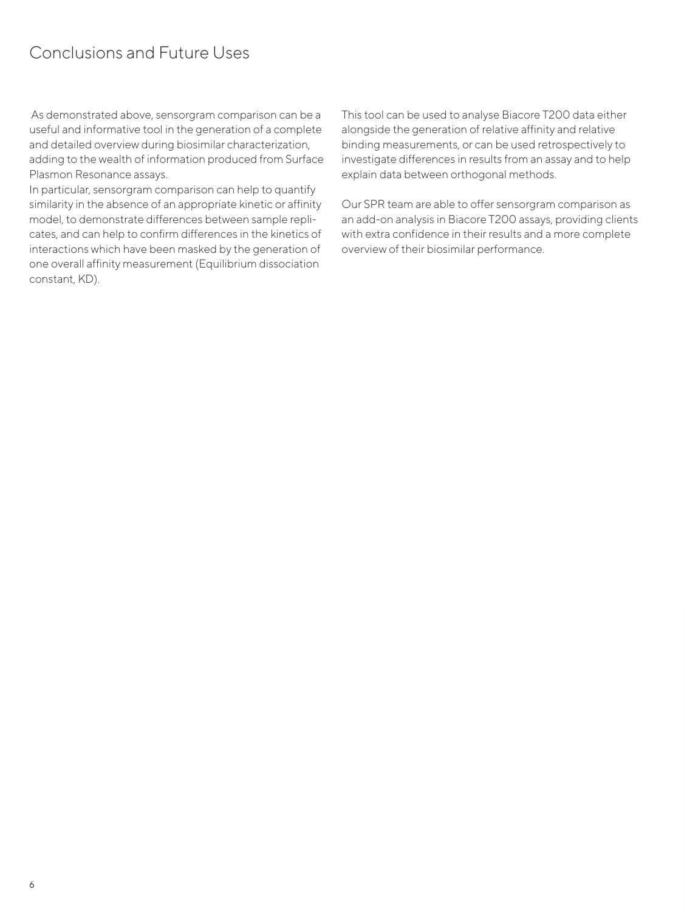## Conclusions and Future Uses

As demonstrated above, sensorgram comparison can be a useful and informative tool in the generation of a complete and detailed overview during biosimilar characterization, adding to the wealth of information produced from Surface Plasmon Resonance assays.

In particular, sensorgram comparison can help to quantify similarity in the absence of an appropriate kinetic or affinity model, to demonstrate differences between sample replicates, and can help to confirm differences in the kinetics of interactions which have been masked by the generation of one overall affinity measurement (Equilibrium dissociation constant, KD).

This tool can be used to analyse Biacore T200 data either alongside the generation of relative affinity and relative binding measurements, or can be used retrospectively to investigate differences in results from an assay and to help explain data between orthogonal methods.

Our SPR team are able to offer sensorgram comparison as an add-on analysis in Biacore T200 assays, providing clients with extra confidence in their results and a more complete overview of their biosimilar performance.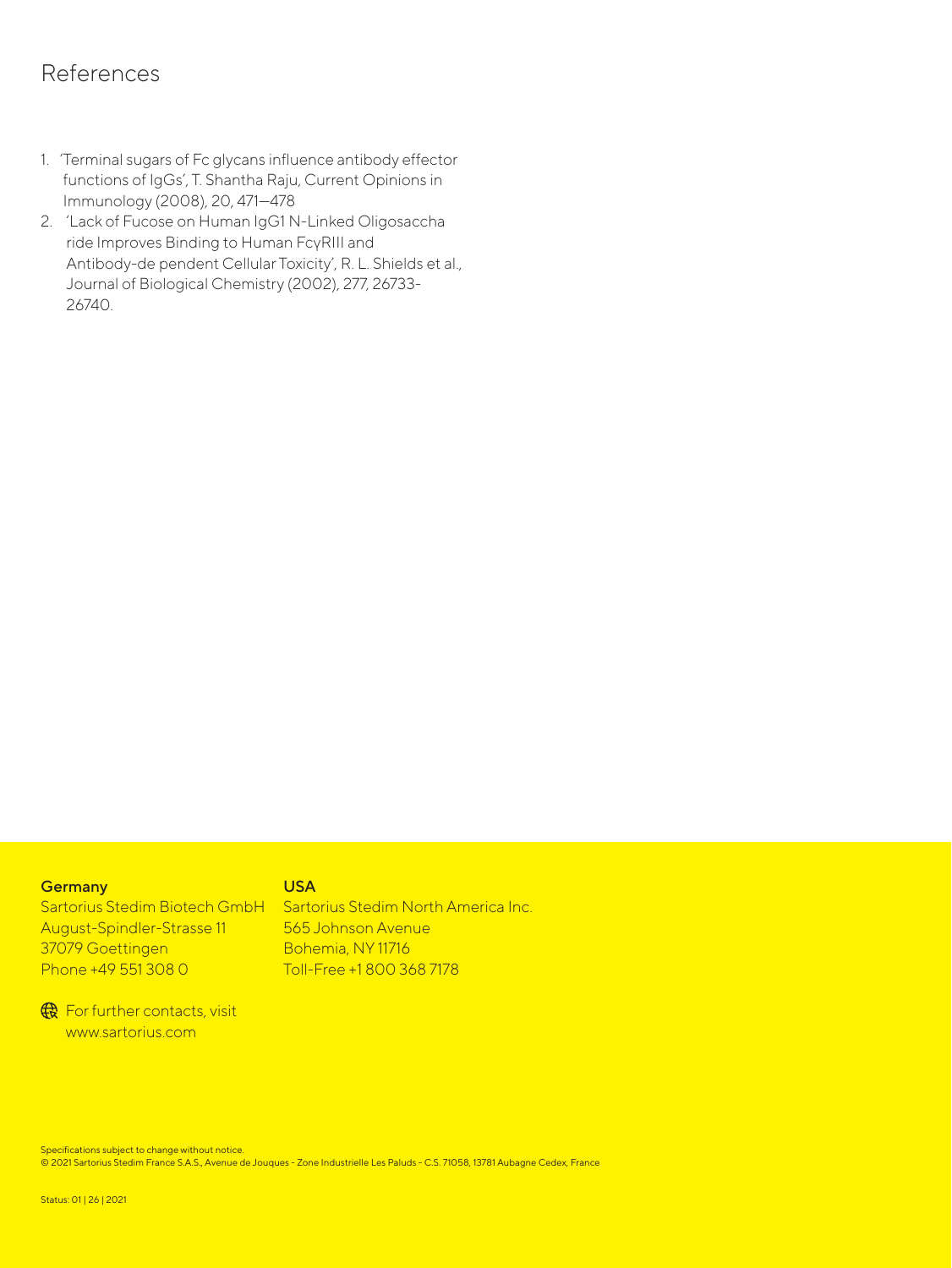## References

1. 'Terminal sugars of Fc glycans influence antibody effector functions of IgGs', T. Shantha Raju, Current Opinions in Immunology (2008), 20, 471–478
2. 'Lack of Fucose on Human IgG1 N-Linked Oligosaccharide Improves Binding to Human FcγRIII and Antibody-dependent Cellular Toxicity', R. L. Shields et al., Journal of Biological Chemistry (2002), 277, 26733-26740.

**Germany**
Sartorius Stedim Biotech GmbH
August-Spindler-Strasse 11
37079 Goettingen
Phone +49 551 308 0

**USA**
Sartorius Stedim North America Inc.
565 Johnson Avenue
Bohemia, NY 11716
Toll-Free +1 800 368 7178

For further contacts, visit
www.sartorius.com

Specifications subject to change without notice.
© 2021 Sartorius Stedim France S.A.S., Avenue de Jouques - Zone Industrielle Les Paluds - C.S. 71058, 13781 Aubagne Cedex, France

Status: 01 | 26 | 2021